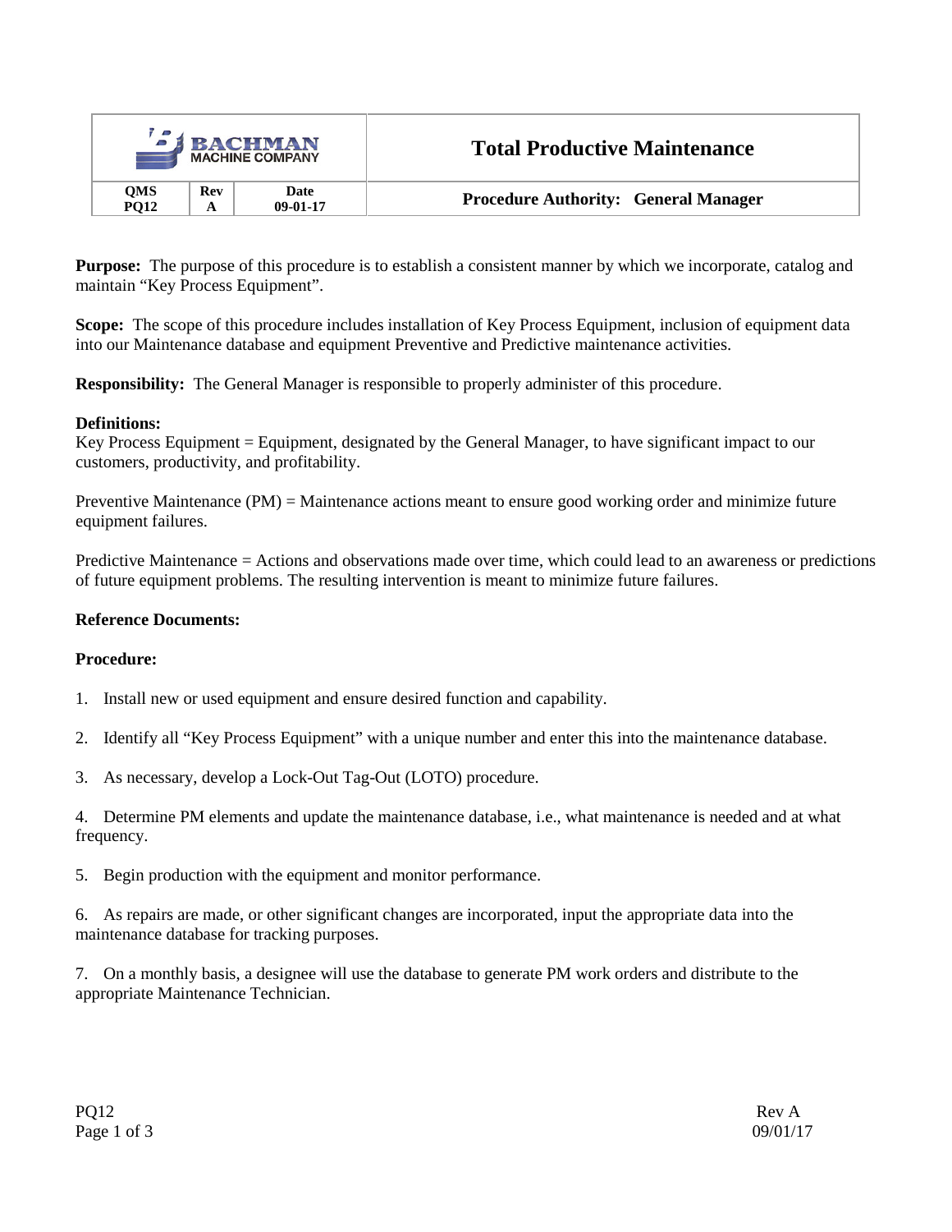| BACHMAN MACHINE COMPANY | | | Total Productive Maintenance |
|---|---|---|---|
| QMS PQ12 | Rev A | Date 09-01-17 | Procedure Authority: General Manager |

**Purpose:** The purpose of this procedure is to establish a consistent manner by which we incorporate, catalog and maintain "Key Process Equipment".

**Scope:** The scope of this procedure includes installation of Key Process Equipment, inclusion of equipment data into our Maintenance database and equipment Preventive and Predictive maintenance activities.

**Responsibility:** The General Manager is responsible to properly administer of this procedure.

**Definitions:**
Key Process Equipment = Equipment, designated by the General Manager, to have significant impact to our customers, productivity, and profitability.

Preventive Maintenance (PM) = Maintenance actions meant to ensure good working order and minimize future equipment failures.

Predictive Maintenance = Actions and observations made over time, which could lead to an awareness or predictions of future equipment problems. The resulting intervention is meant to minimize future failures.

**Reference Documents:**

**Procedure:**

1. Install new or used equipment and ensure desired function and capability.

2. Identify all "Key Process Equipment" with a unique number and enter this into the maintenance database.

3. As necessary, develop a Lock-Out Tag-Out (LOTO) procedure.

4. Determine PM elements and update the maintenance database, i.e., what maintenance is needed and at what frequency.

5. Begin production with the equipment and monitor performance.

6. As repairs are made, or other significant changes are incorporated, input the appropriate data into the maintenance database for tracking purposes.

7. On a monthly basis, a designee will use the database to generate PM work orders and distribute to the appropriate Maintenance Technician.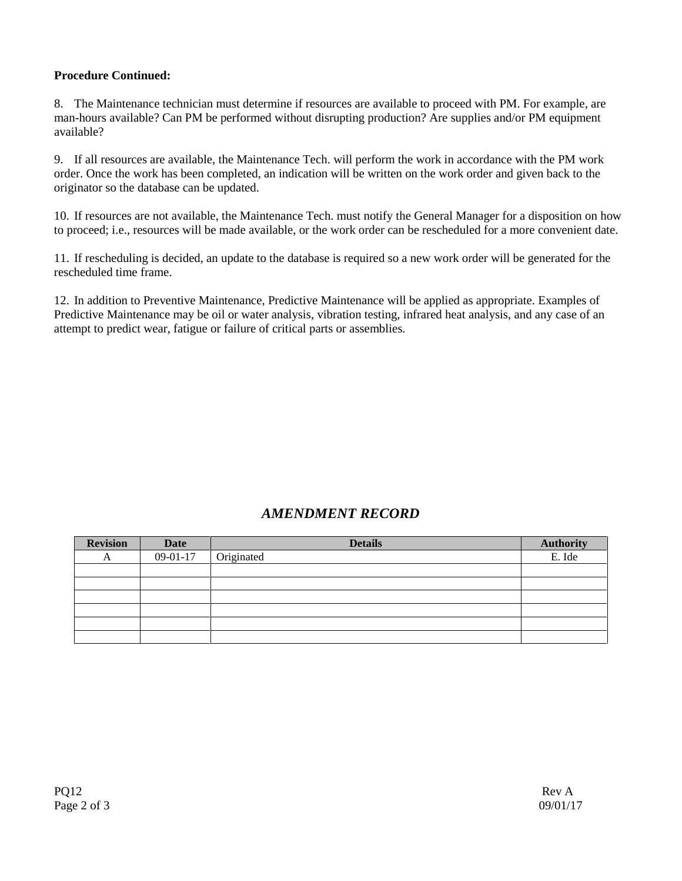**Procedure Continued:**

8. The Maintenance technician must determine if resources are available to proceed with PM. For example, are man-hours available? Can PM be performed without disrupting production? Are supplies and/or PM equipment available?

9. If all resources are available, the Maintenance Tech. will perform the work in accordance with the PM work order. Once the work has been completed, an indication will be written on the work order and given back to the originator so the database can be updated.

10. If resources are not available, the Maintenance Tech. must notify the General Manager for a disposition on how to proceed; i.e., resources will be made available, or the work order can be rescheduled for a more convenient date.

11. If rescheduling is decided, an update to the database is required so a new work order will be generated for the rescheduled time frame.

12. In addition to Preventive Maintenance, Predictive Maintenance will be applied as appropriate. Examples of Predictive Maintenance may be oil or water analysis, vibration testing, infrared heat analysis, and any case of an attempt to predict wear, fatigue or failure of critical parts or assemblies.

## *AMENDMENT RECORD*

| Revision | Date | Details | Authority |
| --- | --- | --- | --- |
| A | 09-01-17 | Originated | E. Ide |
| | | | |
| | | | |
| | | | |
| | | | |
| | | | |
| | | | |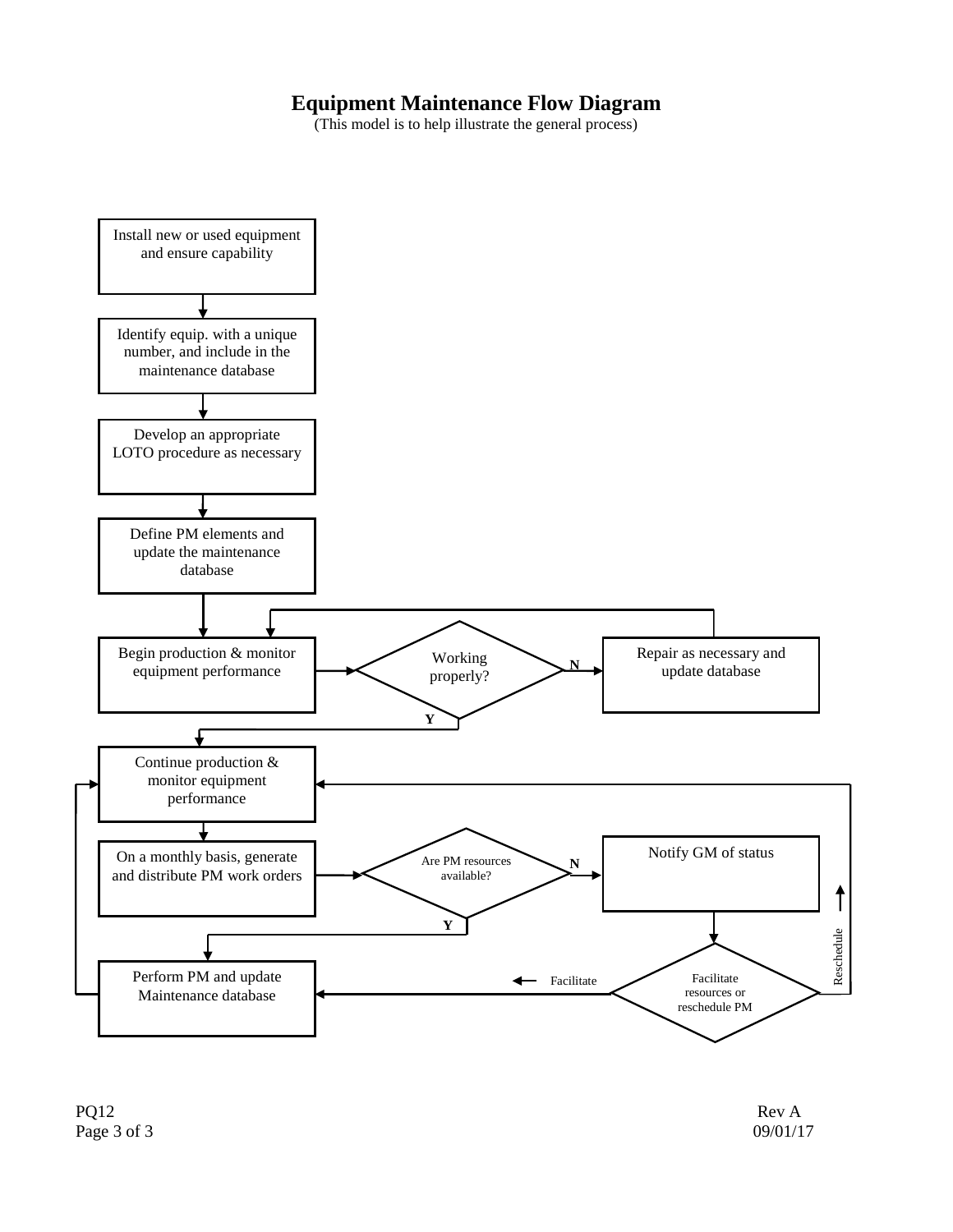# Equipment Maintenance Flow Diagram

(This model is to help illustrate the general process)

Install new or used equipment and ensure capability

Identify equip. with a unique number, and include in the maintenance database

Develop an appropriate LOTO procedure as necessary

Define PM elements and update the maintenance database

Begin production & monitor equipment performance

Working properly?

N

Repair as necessary and update database

Y

Continue production & monitor equipment performance

On a monthly basis, generate and distribute PM work orders

Are PM resources available?

N

Notify GM of status

Y

Perform PM and update Maintenance database

Facilitate

Facilitate resources or reschedule PM

Reschedule

PQ12

Rev A

09/01/17